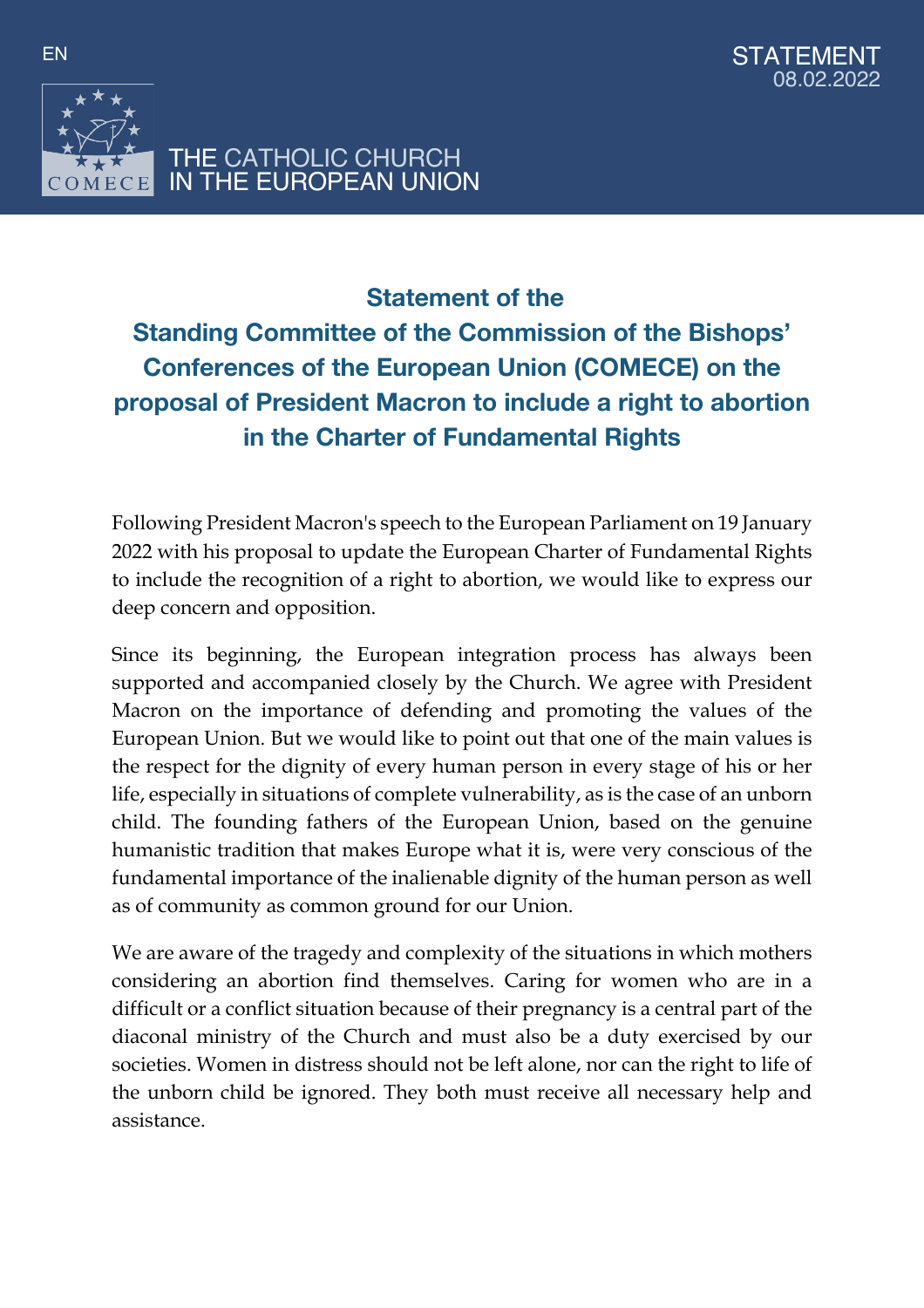EN

STATEMENT
08.02.2022

THE CATHOLIC CHURCH
IN THE EUROPEAN UNION

# Statement of the Standing Committee of the Commission of the Bishops' Conferences of the European Union (COMECE) on the proposal of President Macron to include a right to abortion in the Charter of Fundamental Rights

Following President Macron's speech to the European Parliament on 19 January 2022 with his proposal to update the European Charter of Fundamental Rights to include the recognition of a right to abortion, we would like to express our deep concern and opposition.

Since its beginning, the European integration process has always been supported and accompanied closely by the Church. We agree with President Macron on the importance of defending and promoting the values of the European Union. But we would like to point out that one of the main values is the respect for the dignity of every human person in every stage of his or her life, especially in situations of complete vulnerability, as is the case of an unborn child. The founding fathers of the European Union, based on the genuine humanistic tradition that makes Europe what it is, were very conscious of the fundamental importance of the inalienable dignity of the human person as well as of community as common ground for our Union.

We are aware of the tragedy and complexity of the situations in which mothers considering an abortion find themselves. Caring for women who are in a difficult or a conflict situation because of their pregnancy is a central part of the diaconal ministry of the Church and must also be a duty exercised by our societies. Women in distress should not be left alone, nor can the right to life of the unborn child be ignored. They both must receive all necessary help and assistance.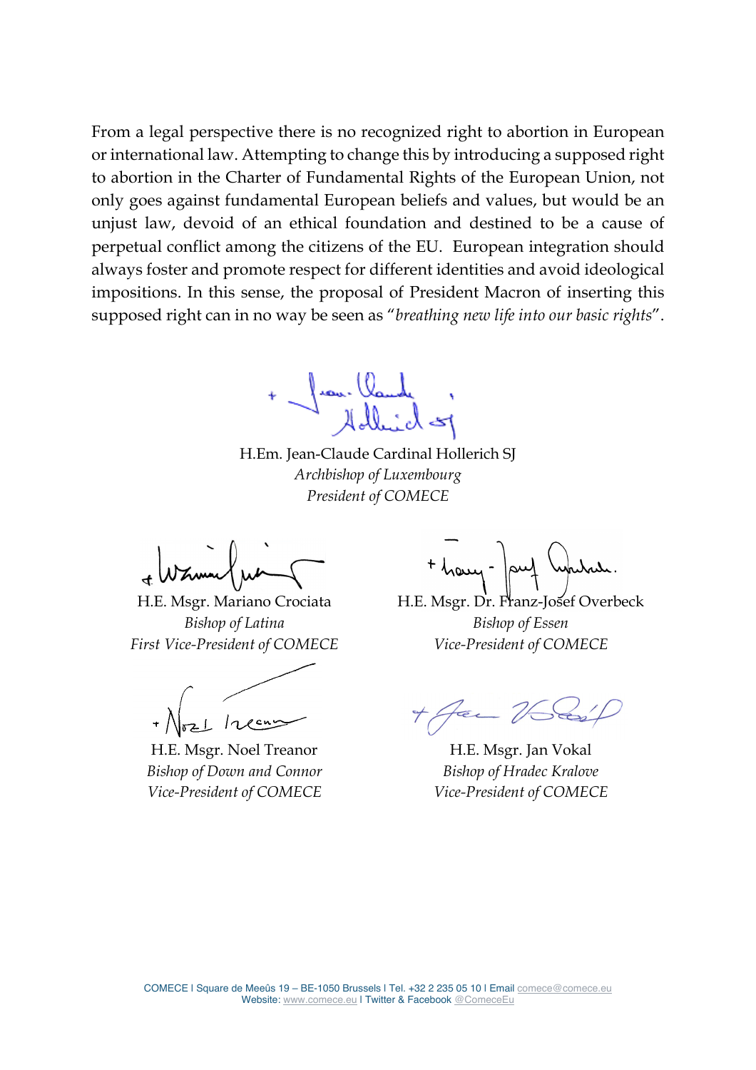From a legal perspective there is no recognized right to abortion in European or international law. Attempting to change this by introducing a supposed right to abortion in the Charter of Fundamental Rights of the European Union, not only goes against fundamental European beliefs and values, but would be an unjust law, devoid of an ethical foundation and destined to be a cause of perpetual conflict among the citizens of the EU. European integration should always foster and promote respect for different identities and avoid ideological impositions. In this sense, the proposal of President Macron of inserting this supposed right can in no way be seen as "*breathing new life into our basic rights*".

H.Em. Jean-Claude Cardinal Hollerich SJ
*Archbishop of Luxembourg*
*President of COMECE*

H.E. Msgr. Mariano Crociata
*Bishop of Latina*
*First Vice-President of COMECE*

H.E. Msgr. Dr. Franz-Josef Overbeck
*Bishop of Essen*
*Vice-President of COMECE*

H.E. Msgr. Noel Treanor
*Bishop of Down and Connor*
*Vice-President of COMECE*

H.E. Msgr. Jan Vokal
*Bishop of Hradec Kralove*
*Vice-President of COMECE*

COMECE | Square de Meeûs 19 – BE-1050 Brussels | Tel. +32 2 235 05 10 | Email comece@comece.eu
Website: www.comece.eu | Twitter & Facebook @ComeceEu